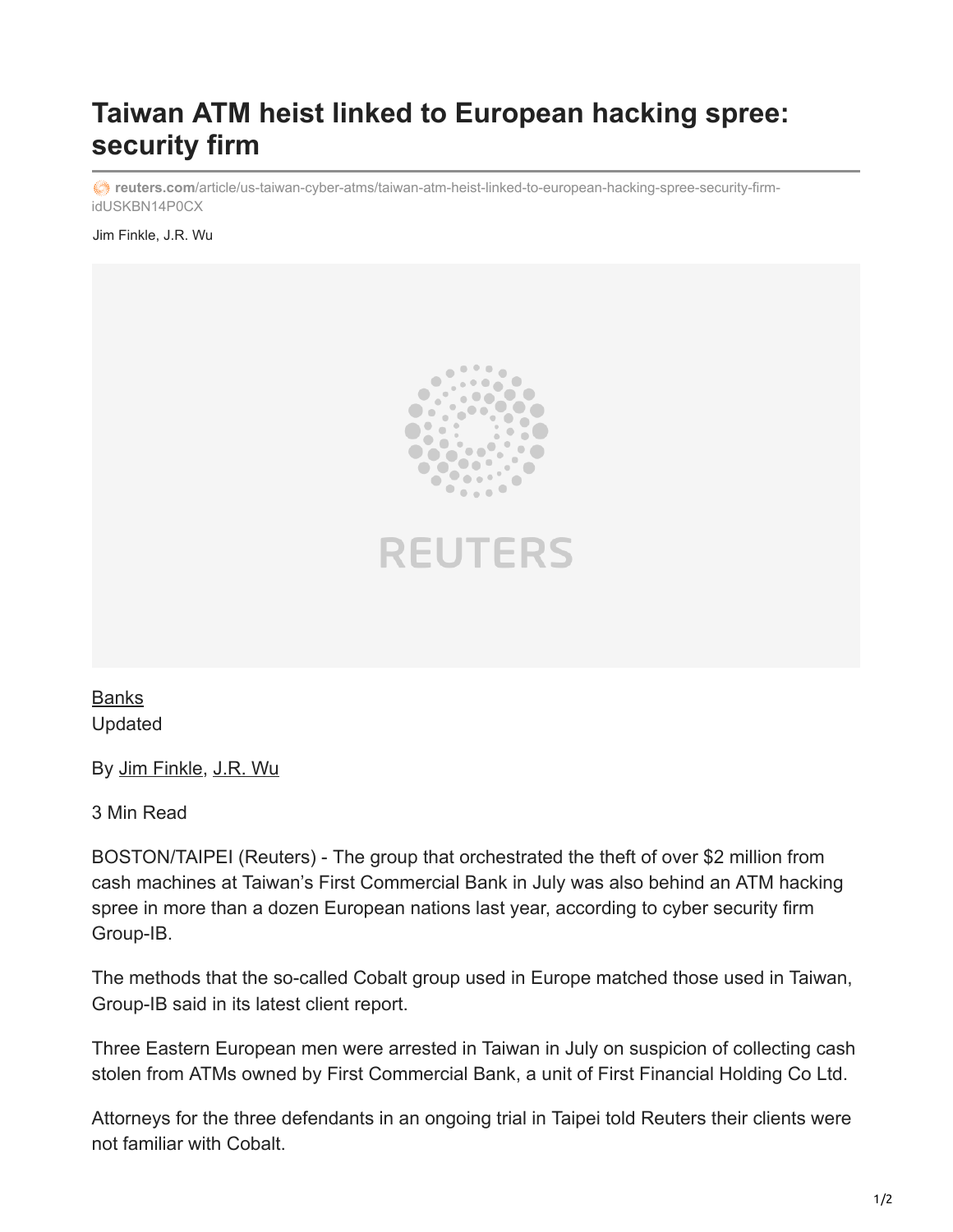# Taiwan ATM heist linked to European hacking spree: security firm

reuters.com/article/us-taiwan-cyber-atms/taiwan-atm-heist-linked-to-european-hacking-spree-security-firm-idUSKBN14P0CX

Jim Finkle, J.R. Wu

Banks
Updated

By Jim Finkle, J.R. Wu

3 Min Read

BOSTON/TAIPEI (Reuters) - The group that orchestrated the theft of over $2 million from cash machines at Taiwan's First Commercial Bank in July was also behind an ATM hacking spree in more than a dozen European nations last year, according to cyber security firm Group-IB.

The methods that the so-called Cobalt group used in Europe matched those used in Taiwan, Group-IB said in its latest client report.

Three Eastern European men were arrested in Taiwan in July on suspicion of collecting cash stolen from ATMs owned by First Commercial Bank, a unit of First Financial Holding Co Ltd.

Attorneys for the three defendants in an ongoing trial in Taipei told Reuters their clients were not familiar with Cobalt.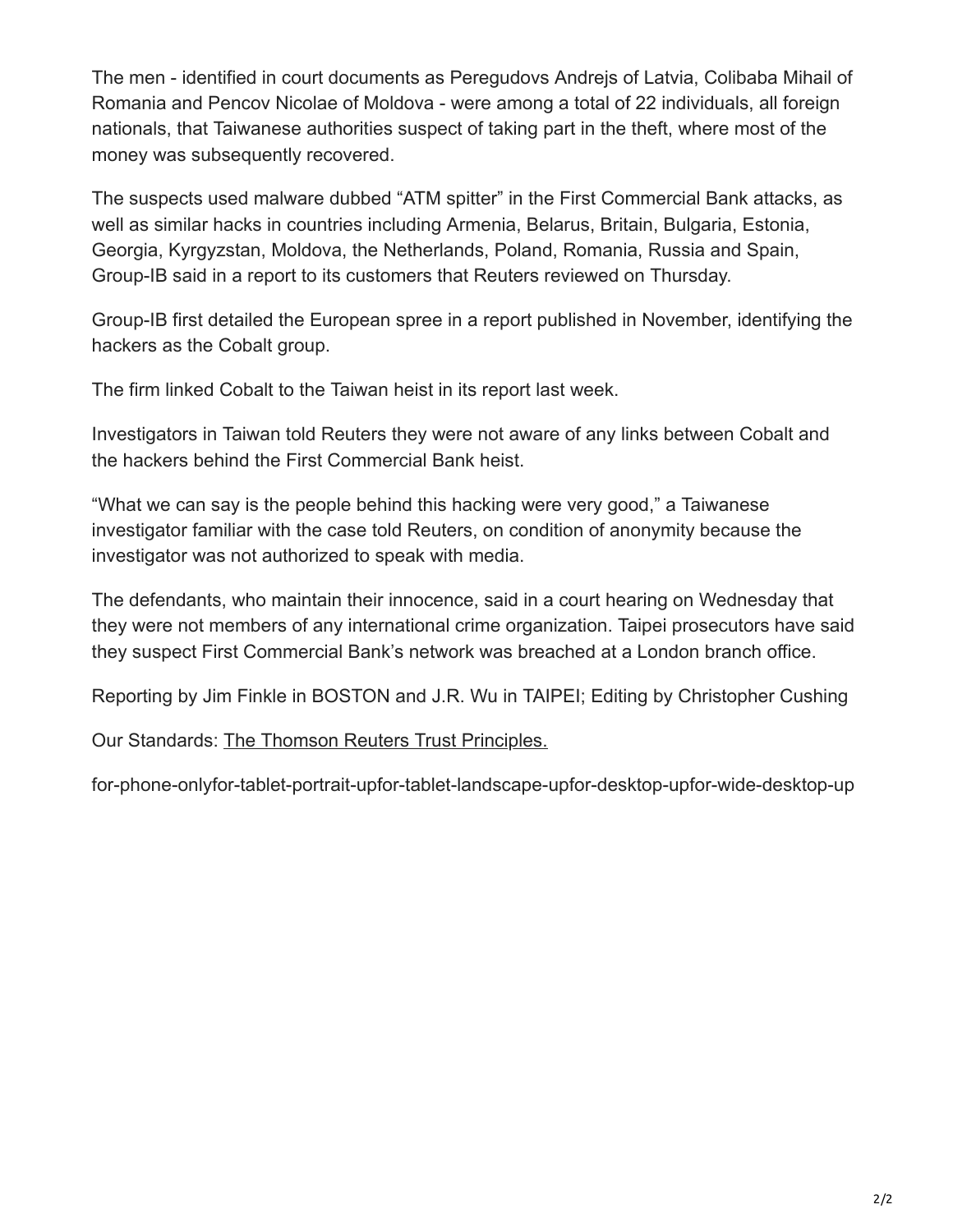The men - identified in court documents as Peregudovs Andrejs of Latvia, Colibaba Mihail of Romania and Pencov Nicolae of Moldova - were among a total of 22 individuals, all foreign nationals, that Taiwanese authorities suspect of taking part in the theft, where most of the money was subsequently recovered.

The suspects used malware dubbed "ATM spitter" in the First Commercial Bank attacks, as well as similar hacks in countries including Armenia, Belarus, Britain, Bulgaria, Estonia, Georgia, Kyrgyzstan, Moldova, the Netherlands, Poland, Romania, Russia and Spain, Group-IB said in a report to its customers that Reuters reviewed on Thursday.

Group-IB first detailed the European spree in a report published in November, identifying the hackers as the Cobalt group.

The firm linked Cobalt to the Taiwan heist in its report last week.

Investigators in Taiwan told Reuters they were not aware of any links between Cobalt and the hackers behind the First Commercial Bank heist.

"What we can say is the people behind this hacking were very good," a Taiwanese investigator familiar with the case told Reuters, on condition of anonymity because the investigator was not authorized to speak with media.

The defendants, who maintain their innocence, said in a court hearing on Wednesday that they were not members of any international crime organization. Taipei prosecutors have said they suspect First Commercial Bank's network was breached at a London branch office.

Reporting by Jim Finkle in BOSTON and J.R. Wu in TAIPEI; Editing by Christopher Cushing

Our Standards: The Thomson Reuters Trust Principles.

for-phone-onlyfor-tablet-portrait-upfor-tablet-landscape-upfor-desktop-upfor-wide-desktop-up